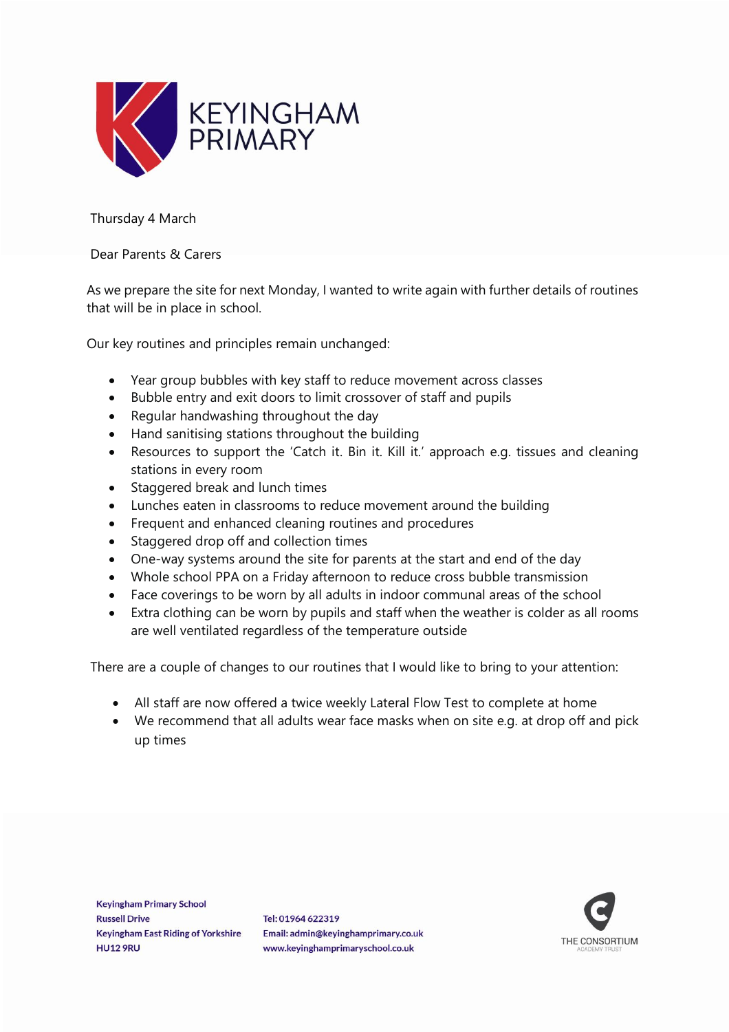KEYINGHAM PRIMARY

Thursday 4 March

Dear Parents & Carers

As we prepare the site for next Monday, I wanted to write again with further details of routines that will be in place in school.

Our key routines and principles remain unchanged:

- Year group bubbles with key staff to reduce movement across classes
- Bubble entry and exit doors to limit crossover of staff and pupils
- Regular handwashing throughout the day
- Hand sanitising stations throughout the building
- Resources to support the 'Catch it. Bin it. Kill it.' approach e.g. tissues and cleaning stations in every room
- Staggered break and lunch times
- Lunches eaten in classrooms to reduce movement around the building
- Frequent and enhanced cleaning routines and procedures
- Staggered drop off and collection times
- One-way systems around the site for parents at the start and end of the day
- Whole school PPA on a Friday afternoon to reduce cross bubble transmission
- Face coverings to be worn by all adults in indoor communal areas of the school
- Extra clothing can be worn by pupils and staff when the weather is colder as all rooms are well ventilated regardless of the temperature outside

There are a couple of changes to our routines that I would like to bring to your attention:

- All staff are now offered a twice weekly Lateral Flow Test to complete at home
- We recommend that all adults wear face masks when on site e.g. at drop off and pick up times

Keyingham Primary School
Russell Drive
Keyingham East Riding of Yorkshire
HU12 9RU

Tel: 01964 622319
Email: admin@keyinghamprimary.co.uk
www.keyinghamprimaryschool.co.uk

THE CONSORTIUM ACADEMY TRUST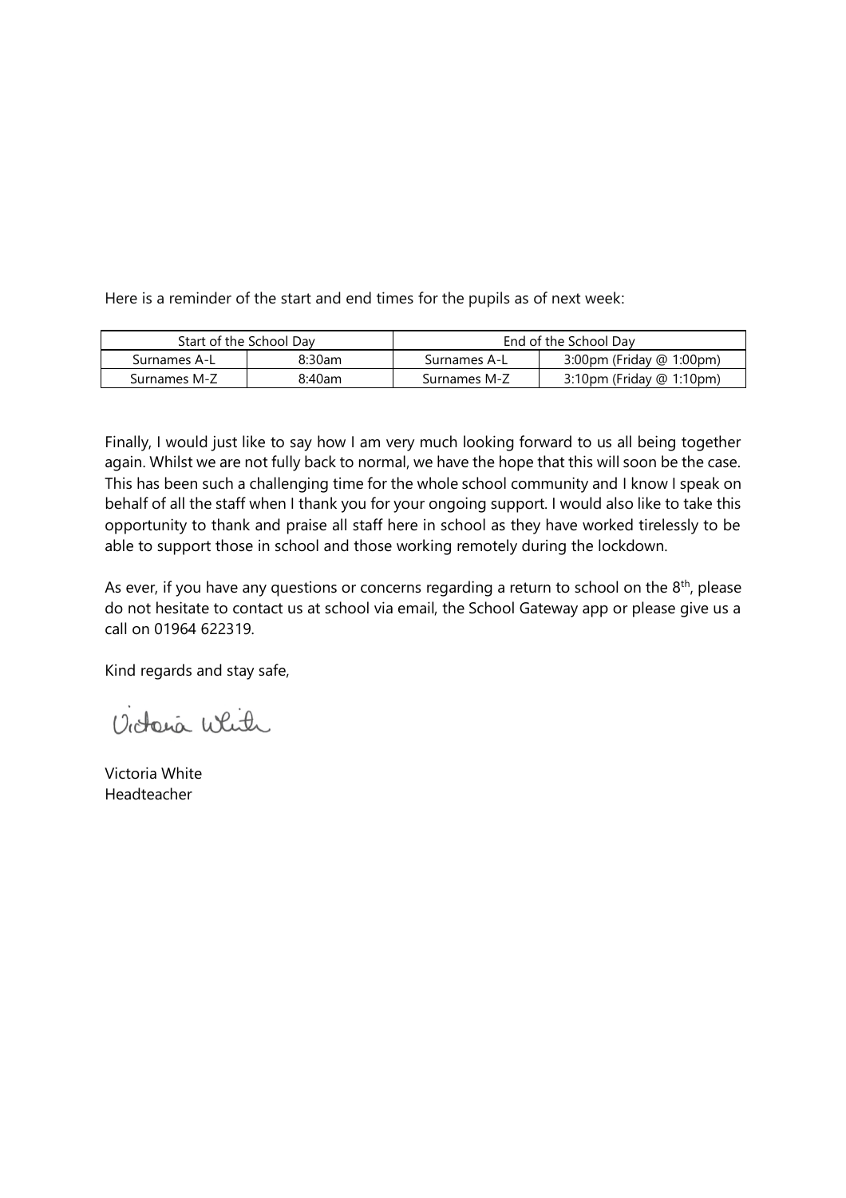Here is a reminder of the start and end times for the pupils as of next week:

| Start of the School Day | | End of the School Day | |
|---|---|---|---|
| Surnames A-L | 8:30am | Surnames A-L | 3:00pm (Friday @ 1:00pm) |
| Surnames M-Z | 8:40am | Surnames M-Z | 3:10pm (Friday @ 1:10pm) |

Finally, I would just like to say how I am very much looking forward to us all being together again. Whilst we are not fully back to normal, we have the hope that this will soon be the case. This has been such a challenging time for the whole school community and I know I speak on behalf of all the staff when I thank you for your ongoing support. I would also like to take this opportunity to thank and praise all staff here in school as they have worked tirelessly to be able to support those in school and those working remotely during the lockdown.

As ever, if you have any questions or concerns regarding a return to school on the 8th, please do not hesitate to contact us at school via email, the School Gateway app or please give us a call on 01964 622319.

Kind regards and stay safe,

Victoria White

Victoria White
Headteacher